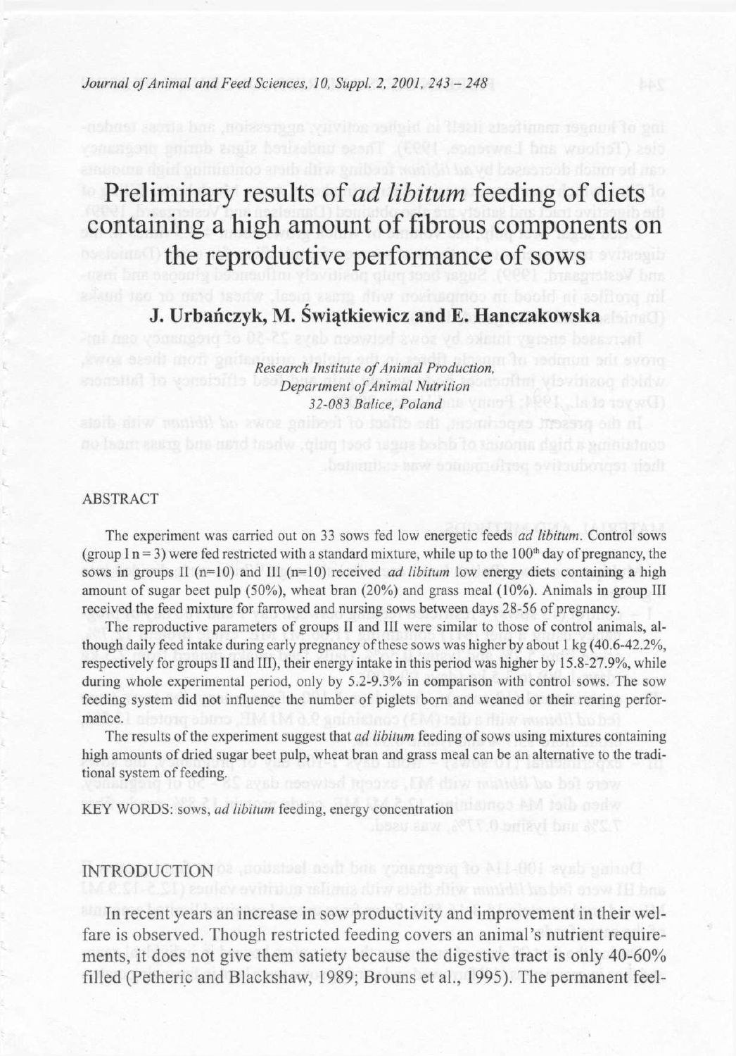# Preliminary results of *ad libitum* feeding of diets containing a high amount of fibrous components on the reproductive performance of sows

**J. Urbańczyk, M. Świątkiewicz and E. Hanczakowska**

*Research Institute of Animal Production,*
*Department of Animal Nutrition*
*32-083 Balice, Poland*

## ABSTRACT

The experiment was carried out on 33 sows fed low energetic feeds *ad libitum*. Control sows (group I n = 3) were fed restricted with a standard mixture, while up to the 100[th] day of pregnancy, the sows in groups II (n=10) and III (n=10) received *ad libitum* low energy diets containing a high amount of sugar beet pulp (50%), wheat bran (20%) and grass meal (10%). Animals in group III received the feed mixture for farrowed and nursing sows between days 28-56 of pregnancy.

The reproductive parameters of groups II and III were similar to those of control animals, although daily feed intake during early pregnancy of these sows was higher by about 1 kg (40.6-42.2%, respectively for groups II and III), their energy intake in this period was higher by 15.8-27.9%, while during whole experimental period, only by 5.2-9.3% in comparison with control sows. The sow feeding system did not influence the number of piglets born and weaned or their rearing performance.

The results of the experiment suggest that *ad libitum* feeding of sows using mixtures containing high amounts of dried sugar beet pulp, wheat bran and grass meal can be an alternative to the traditional system of feeding.

KEY WORDS: sows, *ad libitum* feeding, energy concentration

## INTRODUCTION

In recent years an increase in sow productivity and improvement in their welfare is observed. Though restricted feeding covers an animal's nutrient requirements, it does not give them satiety because the digestive tract is only 40-60% filled (Petheric and Blackshaw, 1989; Brouns et al., 1995). The permanent feel-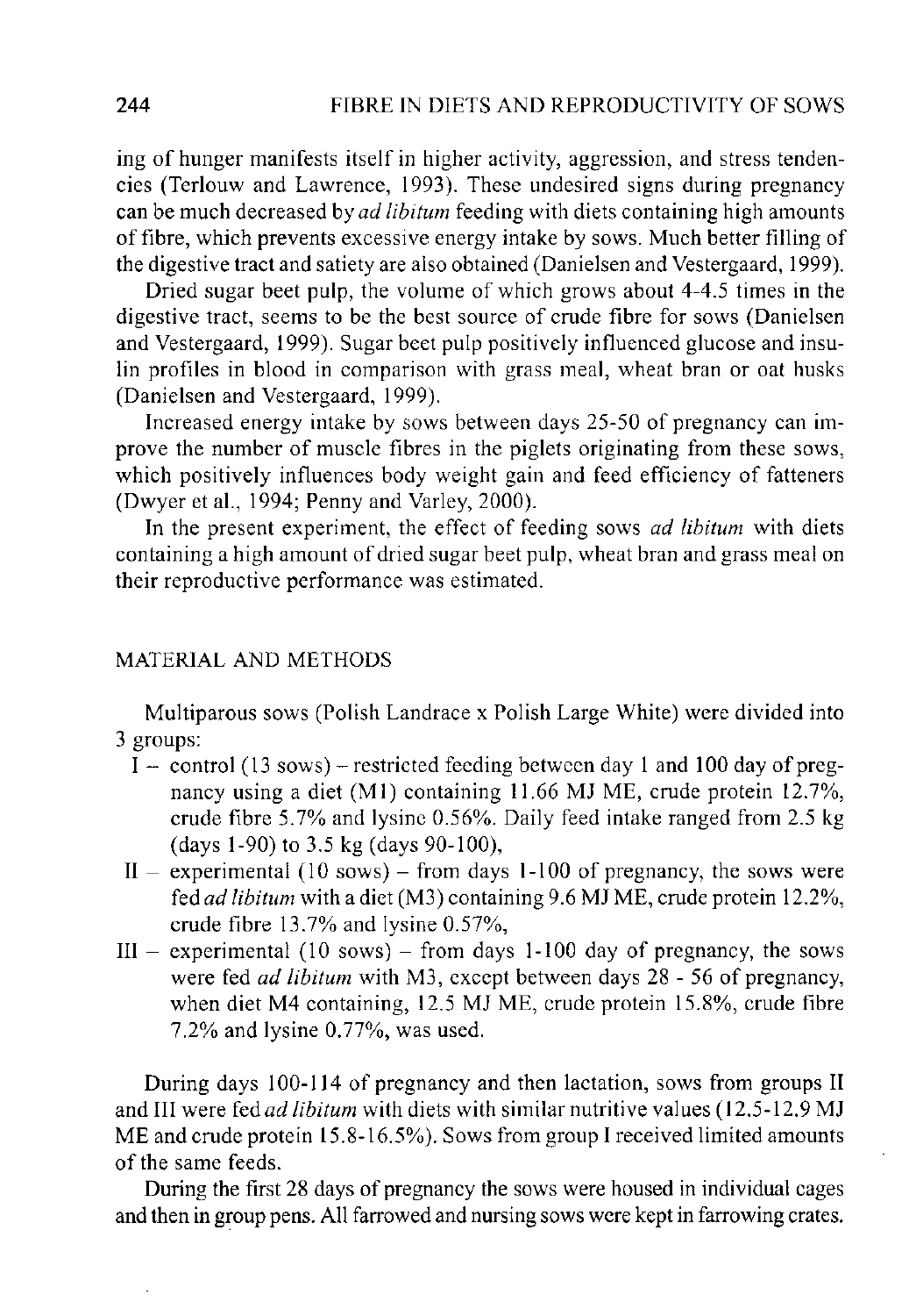ing of hunger manifests itself in higher activity, aggression, and stress tendencies (Terlouw and Lawrence, 1993). These undesired signs during pregnancy can be much decreased by *ad libitum* feeding with diets containing high amounts of fibre, which prevents excessive energy intake by sows. Much better filling of the digestive tract and satiety are also obtained (Danielsen and Vestergaard, 1999).

Dried sugar beet pulp, the volume of which grows about 4-4.5 times in the digestive tract, seems to be the best source of crude fibre for sows (Danielsen and Vestergaard, 1999). Sugar beet pulp positively influenced glucose and insulin profiles in blood in comparison with grass meal, wheat bran or oat husks (Danielsen and Vestergaard, 1999).

Increased energy intake by sows between days 25-50 of pregnancy can improve the number of muscle fibres in the piglets originating from these sows, which positively influences body weight gain and feed efficiency of fatteners (Dwyer et al., 1994; Penny and Varley, 2000).

In the present experiment, the effect of feeding sows *ad libitum* with diets containing a high amount of dried sugar beet pulp, wheat bran and grass meal on their reproductive performance was estimated.

## MATERIAL AND METHODS

Multiparous sows (Polish Landrace x Polish Large White) were divided into 3 groups:

- I – control (13 sows) – restricted feeding between day 1 and 100 day of pregnancy using a diet (M1) containing 11.66 MJ ME, crude protein 12.7%, crude fibre 5.7% and lysine 0.56%. Daily feed intake ranged from 2.5 kg (days 1-90) to 3.5 kg (days 90-100),
- II – experimental (10 sows) – from days 1-100 of pregnancy, the sows were fed *ad libitum* with a diet (M3) containing 9.6 MJ ME, crude protein 12.2%, crude fibre 13.7% and lysine 0.57%,
- III – experimental (10 sows) – from days 1-100 day of pregnancy, the sows were fed *ad libitum* with M3, except between days 28 - 56 of pregnancy, when diet M4 containing, 12.5 MJ ME, crude protein 15.8%, crude fibre 7.2% and lysine 0.77%, was used.

During days 100-114 of pregnancy and then lactation, sows from groups II and III were fed *ad libitum* with diets with similar nutritive values (12.5-12.9 MJ ME and crude protein 15.8-16.5%). Sows from group I received limited amounts of the same feeds.

During the first 28 days of pregnancy the sows were housed in individual cages and then in group pens. All farrowed and nursing sows were kept in farrowing crates.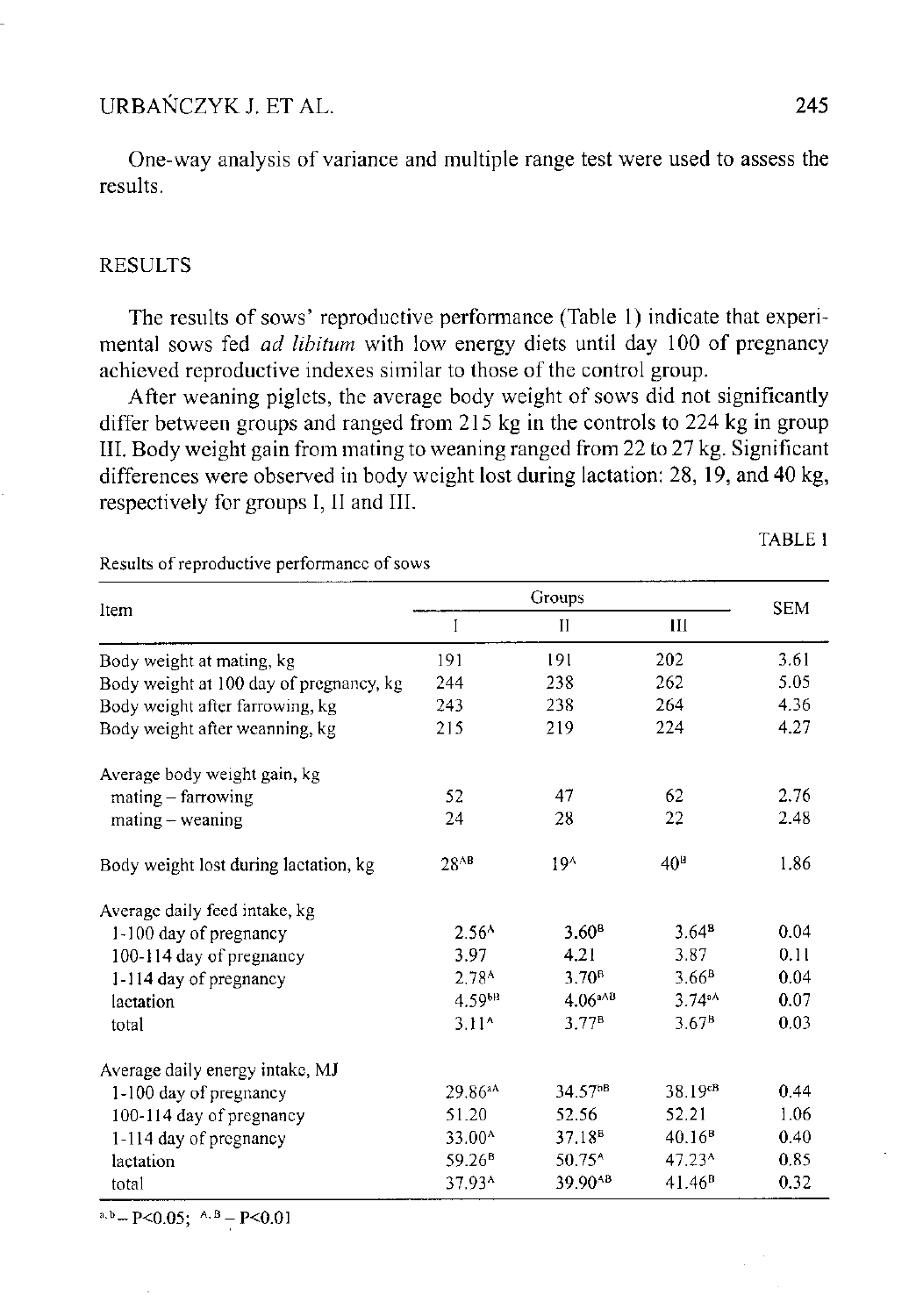One-way analysis of variance and multiple range test were used to assess the results.

## RESULTS

The results of sows' reproductive performance (Table 1) indicate that experimental sows fed *ad libitum* with low energy diets until day 100 of pregnancy achieved reproductive indexes similar to those of the control group.

After weaning piglets, the average body weight of sows did not significantly differ between groups and ranged from 215 kg in the controls to 224 kg in group III. Body weight gain from mating to weaning ranged from 22 to 27 kg. Significant differences were observed in body weight lost during lactation: 28, 19, and 40 kg, respectively for groups I, II and III.

TABLE 1

Results of reproductive performance of sows

| Item | Groups | | | SEM |
|---|---|---|---|---|
| | I | II | III | |
| Body weight at mating, kg | 191 | 191 | 202 | 3.61 |
| Body weight at 100 day of pregnancy, kg | 244 | 238 | 262 | 5.05 |
| Body weight after farrowing, kg | 243 | 238 | 264 | 4.36 |
| Body weight after weanning, kg | 215 | 219 | 224 | 4.27 |
| Average body weight gain, kg | | | | |
| mating – farrowing | 52 | 47 | 62 | 2.76 |
| mating – weaning | 24 | 28 | 22 | 2.48 |
| Body weight lost during lactation, kg | $28^{AB}$ | $19^{A}$ | $40^{B}$ | 1.86 |
| Average daily feed intake, kg | | | | |
| 1-100 day of pregnancy | $2.56^{A}$ | $3.60^{B}$ | $3.64^{B}$ | 0.04 |
| 100-114 day of pregnancy | 3.97 | 4.21 | 3.87 | 0.11 |
| 1-114 day of pregnancy | $2.78^{A}$ | $3.70^{B}$ | $3.66^{B}$ | 0.04 |
| lactation | $4.59^{bB}$ | $4.06^{aAB}$ | $3.74^{aA}$ | 0.07 |
| total | $3.11^{A}$ | $3.77^{B}$ | $3.67^{B}$ | 0.03 |
| Average daily energy intake, MJ | | | | |
| 1-100 day of pregnancy | $29.86^{aA}$ | $34.57^{bB}$ | $38.19^{cB}$ | 0.44 |
| 100-114 day of pregnancy | 51.20 | 52.56 | 52.21 | 1.06 |
| 1-114 day of pregnancy | $33.00^{A}$ | $37.18^{B}$ | $40.16^{B}$ | 0.40 |
| lactation | $59.26^{B}$ | $50.75^{A}$ | $47.23^{A}$ | 0.85 |
| total | $37.93^{A}$ | $39.90^{AB}$ | $41.46^{B}$ | 0.32 |

$^{a,b}$ – $P<0.05$; $^{A,B}$ – $P<0.01$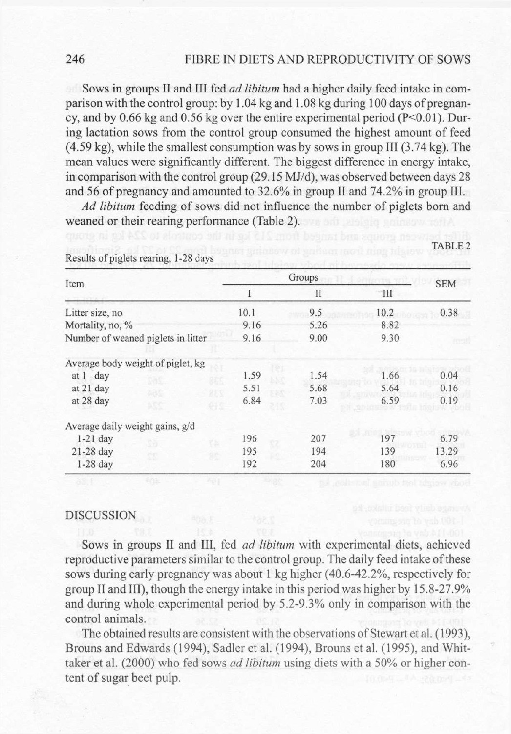Sows in groups II and III fed *ad libitum* had a higher daily feed intake in comparison with the control group: by 1.04 kg and 1.08 kg during 100 days of pregnancy, and by 0.66 kg and 0.56 kg over the entire experimental period (P<0.01). During lactation sows from the control group consumed the highest amount of feed (4.59 kg), while the smallest consumption was by sows in group III (3.74 kg). The mean values were significantly different. The biggest difference in energy intake, in comparison with the control group (29.15 MJ/d), was observed between days 28 and 56 of pregnancy and amounted to 32.6% in group II and 74.2% in group III.

*Ad libitum* feeding of sows did not influence the number of piglets born and weaned or their rearing performance (Table 2).

TABLE 2

Results of piglets rearing, 1-28 days

| Item | Groups | | | SEM |
|---|---|---|---|---|
| | I | II | III | |
| Litter size, no | 10.1 | 9.5 | 10.2 | 0.38 |
| Mortality, no, % | 9.16 | 5.26 | 8.82 | |
| Number of weaned piglets in litter | 9.16 | 9.00 | 9.30 | |
| Average body weight of piglet, kg | | | | |
| at 1 day | 1.59 | 1.54 | 1.66 | 0.04 |
| at 21 day | 5.51 | 5.68 | 5.64 | 0.16 |
| at 28 day | 6.84 | 7.03 | 6.59 | 0.19 |
| Average daily weight gains, g/d | | | | |
| 1-21 day | 196 | 207 | 197 | 6.79 |
| 21-28 day | 195 | 194 | 139 | 13.29 |
| 1-28 day | 192 | 204 | 180 | 6.96 |

## DISCUSSION

Sows in groups II and III, fed *ad libitum* with experimental diets, achieved reproductive parameters similar to the control group. The daily feed intake of these sows during early pregnancy was about 1 kg higher (40.6-42.2%, respectively for group II and III), though the energy intake in this period was higher by 15.8-27.9% and during whole experimental period by 5.2-9.3% only in comparison with the control animals.

The obtained results are consistent with the observations of Stewart et al. (1993), Brouns and Edwards (1994), Sadler et al. (1994), Brouns et al. (1995), and Whittaker et al. (2000) who fed sows *ad libitum* using diets with a 50% or higher content of sugar beet pulp.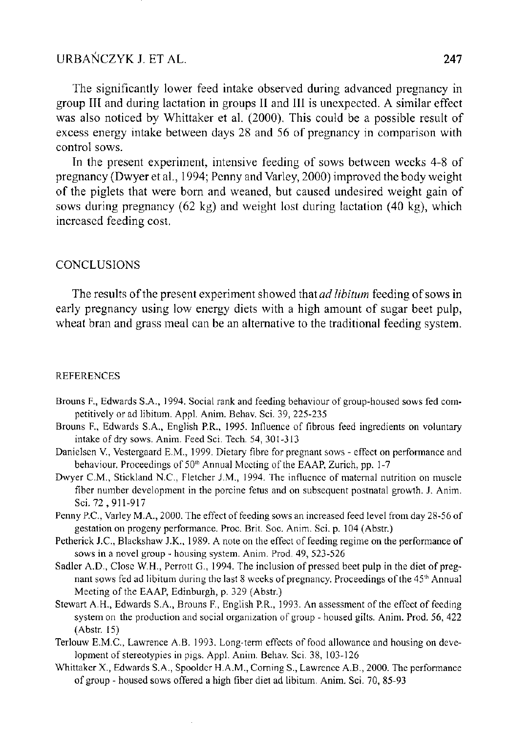The significantly lower feed intake observed during advanced pregnancy in group III and during lactation in groups II and III is unexpected. A similar effect was also noticed by Whittaker et al. (2000). This could be a possible result of excess energy intake between days 28 and 56 of pregnancy in comparison with control sows.

In the present experiment, intensive feeding of sows between weeks 4-8 of pregnancy (Dwyer et al., 1994; Penny and Varley, 2000) improved the body weight of the piglets that were born and weaned, but caused undesired weight gain of sows during pregnancy (62 kg) and weight lost during lactation (40 kg), which increased feeding cost.

## CONCLUSIONS

The results of the present experiment showed that *ad libitum* feeding of sows in early pregnancy using low energy diets with a high amount of sugar beet pulp, wheat bran and grass meal can be an alternative to the traditional feeding system.

## REFERENCES

- Brouns F., Edwards S.A., 1994. Social rank and feeding behaviour of group-housed sows fed competitively or ad libitum. Appl. Anim. Behav. Sci. 39, 225-235
- Brouns F., Edwards S.A., English P.R., 1995. Influence of fibrous feed ingredients on voluntary intake of dry sows. Anim. Feed Sci. Tech. 54, 301-313
- Danielsen V., Vestergaard E.M., 1999. Dietary fibre for pregnant sows - effect on performance and behaviour. Proceedings of 50th Annual Meeting of the EAAP, Zurich, pp. 1-7
- Dwyer C.M., Stickland N.C., Fletcher J.M., 1994. The influence of maternal nutrition on muscle fiber number development in the porcine fetus and on subsequent postnatal growth. J. Anim. Sci. 72 , 911-917
- Penny P.C., Varley M.A., 2000. The effect of feeding sows an increased feed level from day 28-56 of gestation on progeny performance. Proc. Brit. Soc. Anim. Sci. p. 104 (Abstr.)
- Petherick J.C., Blackshaw J.K., 1989. A note on the effect of feeding regime on the performance of sows in a novel group - housing system. Anim. Prod. 49, 523-526
- Sadler A.D., Close W.H., Perrott G., 1994. The inclusion of pressed beet pulp in the diet of pregnant sows fed ad libitum during the last 8 weeks of pregnancy. Proceedings of the 45th Annual Meeting of the EAAP, Edinburgh, p. 329 (Abstr.)
- Stewart A.H., Edwards S.A., Brouns F., English P.R., 1993. An assessment of the effect of feeding system on the production and social organization of group - housed gilts. Anim. Prod. 56, 422 (Abstr. 15)
- Terlouw E.M.C., Lawrence A.B. 1993. Long-term effects of food allowance and housing on development of stereotypies in pigs. Appl. Anim. Behav. Sci. 38, 103-126
- Whittaker X., Edwards S.A., Spoolder H.A.M., Corning S., Lawrence A.B., 2000. The performance of group - housed sows offered a high fiber diet ad libitum. Anim. Sci. 70, 85-93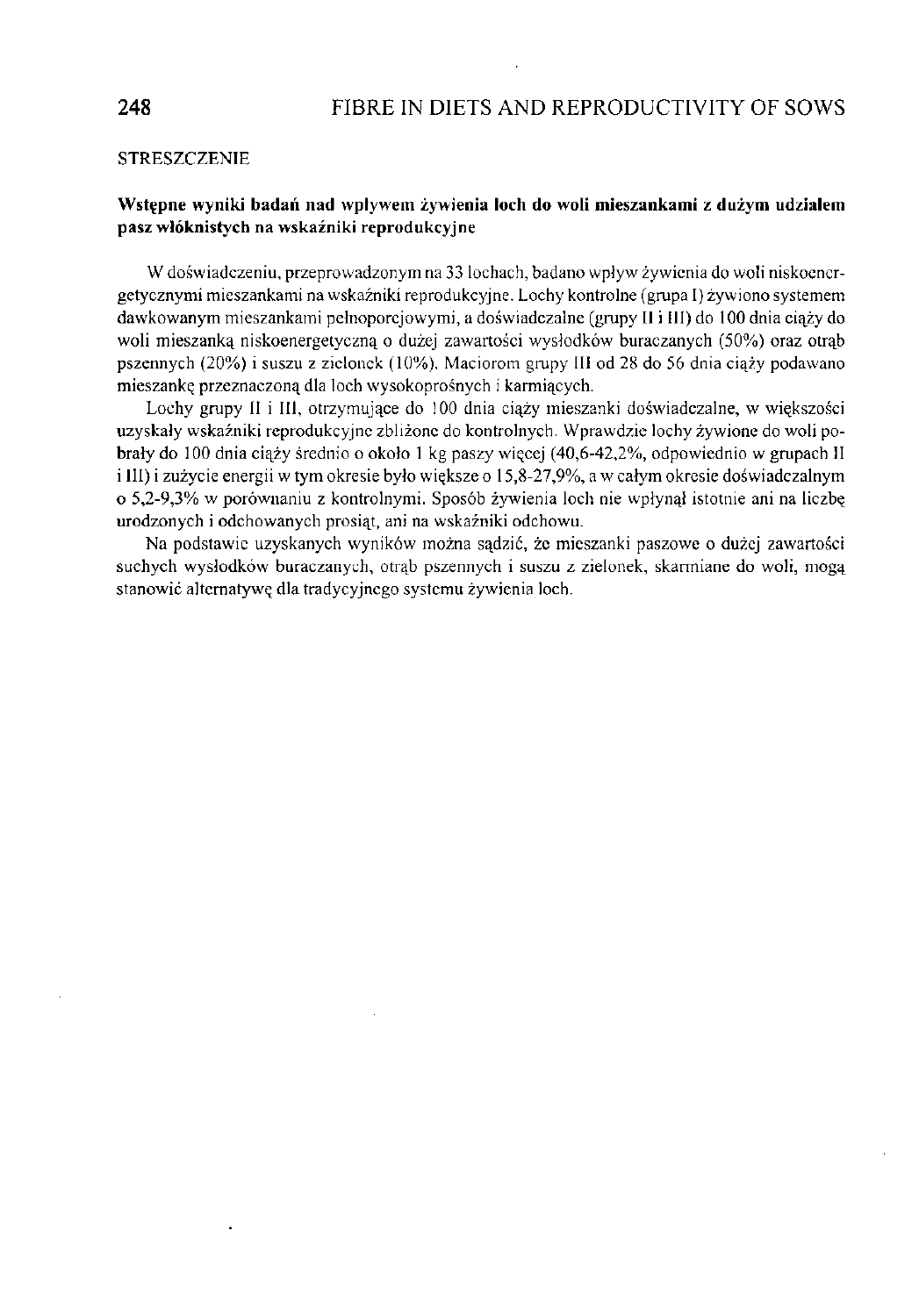## STRESZCZENIE

### Wstępne wyniki badań nad wpływem żywienia loch do woli mieszankami z dużym udziałem pasz włóknistych na wskaźniki reprodukcyjne

W doświadczeniu, przeprowadzonym na 33 lochach, badano wpływ żywienia do woli niskoenergetycznymi mieszankami na wskaźniki reprodukcyjne. Lochy kontrolne (grupa I) żywiono systemem dawkowanym mieszankami pełnoporcjowymi, a doświadczalne (grupy II i III) do 100 dnia ciąży do woli mieszanką niskoenergetyczną o dużej zawartości wysłodków buraczanych (50%) oraz otrąb pszennych (20%) i suszu z zielonek (10%). Maciorom grupy III od 28 do 56 dnia ciąży podawano mieszankę przeznaczoną dla loch wysokoprośnych i karmiących.

Lochy grupy II i III, otrzymujące do 100 dnia ciąży mieszanki doświadczalne, w większości uzyskały wskaźniki reprodukcyjne zbliżone do kontrolnych. Wprawdzie lochy żywione do woli pobrały do 100 dnia ciąży średnio o około 1 kg paszy więcej (40,6-42,2%, odpowiednio w grupach II i III) i zużycie energii w tym okresie było większe o 15,8-27,9%, a w całym okresie doświadczalnym o 5,2-9,3% w porównaniu z kontrolnymi. Sposób żywienia loch nie wpłynął istotnie ani na liczbę urodzonych i odchowanych prosiąt, ani na wskaźniki odchowu.

Na podstawie uzyskanych wyników można sądzić, że mieszanki paszowe o dużej zawartości suchych wysłodków buraczanych, otrąb pszennych i suszu z zielonek, skarmiane do woli, mogą stanowić alternatywę dla tradycyjnego systemu żywienia loch.